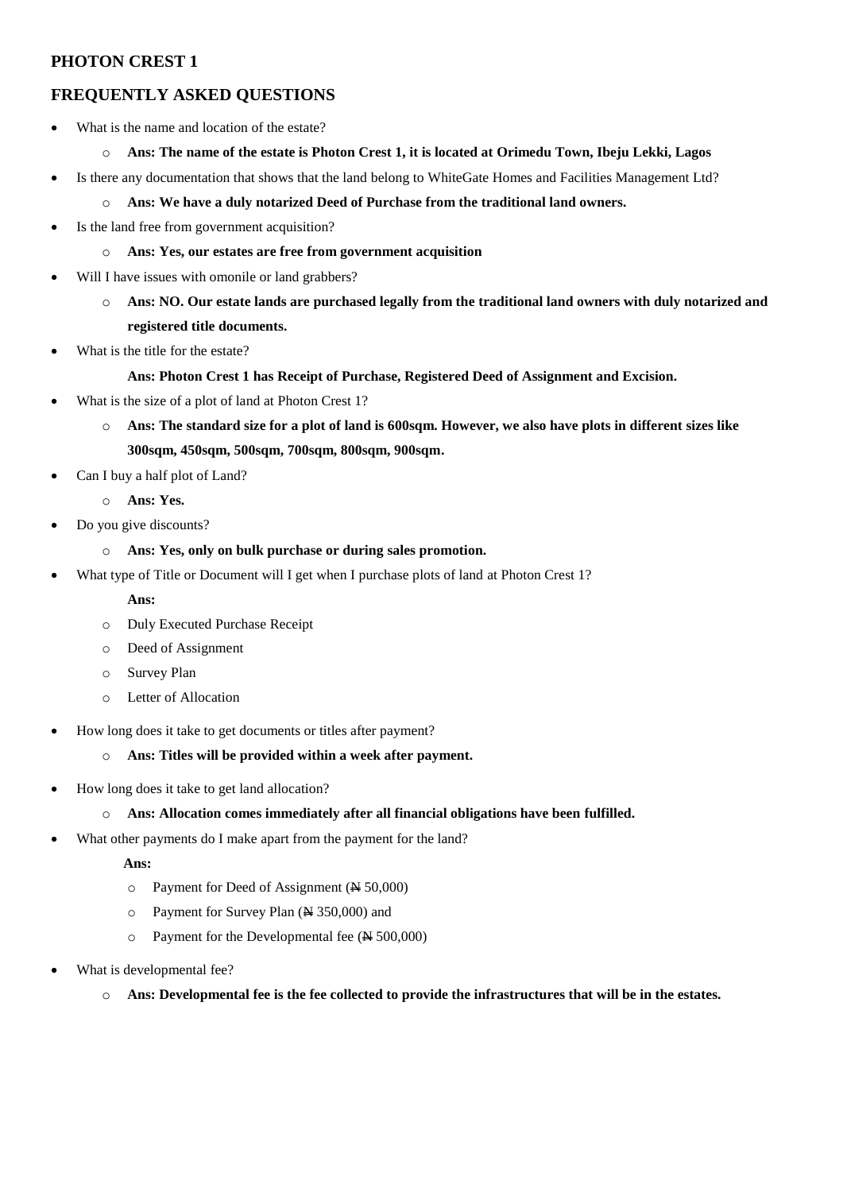## PHOTON CREST 1

## FREQUENTLY ASKED QUESTIONS

- What is the name and location of the estate?
    - **Ans: The name of the estate is Photon Crest 1, it is located at Orimedu Town, Ibeju Lekki, Lagos**
- Is there any documentation that shows that the land belong to WhiteGate Homes and Facilities Management Ltd?
    - **Ans: We have a duly notarized Deed of Purchase from the traditional land owners.**
- Is the land free from government acquisition?
    - **Ans: Yes, our estates are free from government acquisition**
- Will I have issues with omonile or land grabbers?
    - **Ans: NO. Our estate lands are purchased legally from the traditional land owners with duly notarized and registered title documents.**
- What is the title for the estate?

    **Ans: Photon Crest 1 has Receipt of Purchase, Registered Deed of Assignment and Excision.**
- What is the size of a plot of land at Photon Crest 1?
    - **Ans: The standard size for a plot of land is 600sqm. However, we also have plots in different sizes like 300sqm, 450sqm, 500sqm, 700sqm, 800sqm, 900sqm.**
- Can I buy a half plot of Land?
    - **Ans: Yes.**
- Do you give discounts?
    - **Ans: Yes, only on bulk purchase or during sales promotion.**
- What type of Title or Document will I get when I purchase plots of land at Photon Crest 1?

    **Ans:**
    - Duly Executed Purchase Receipt
    - Deed of Assignment
    - Survey Plan
    - Letter of Allocation
- How long does it take to get documents or titles after payment?
    - **Ans: Titles will be provided within a week after payment.**
- How long does it take to get land allocation?
    - **Ans: Allocation comes immediately after all financial obligations have been fulfilled.**
- What other payments do I make apart from the payment for the land?

    **Ans:**
    - Payment for Deed of Assignment (₦ 50,000)
    - Payment for Survey Plan (₦ 350,000) and
    - Payment for the Developmental fee (₦ 500,000)
- What is developmental fee?
    - **Ans: Developmental fee is the fee collected to provide the infrastructures that will be in the estates.**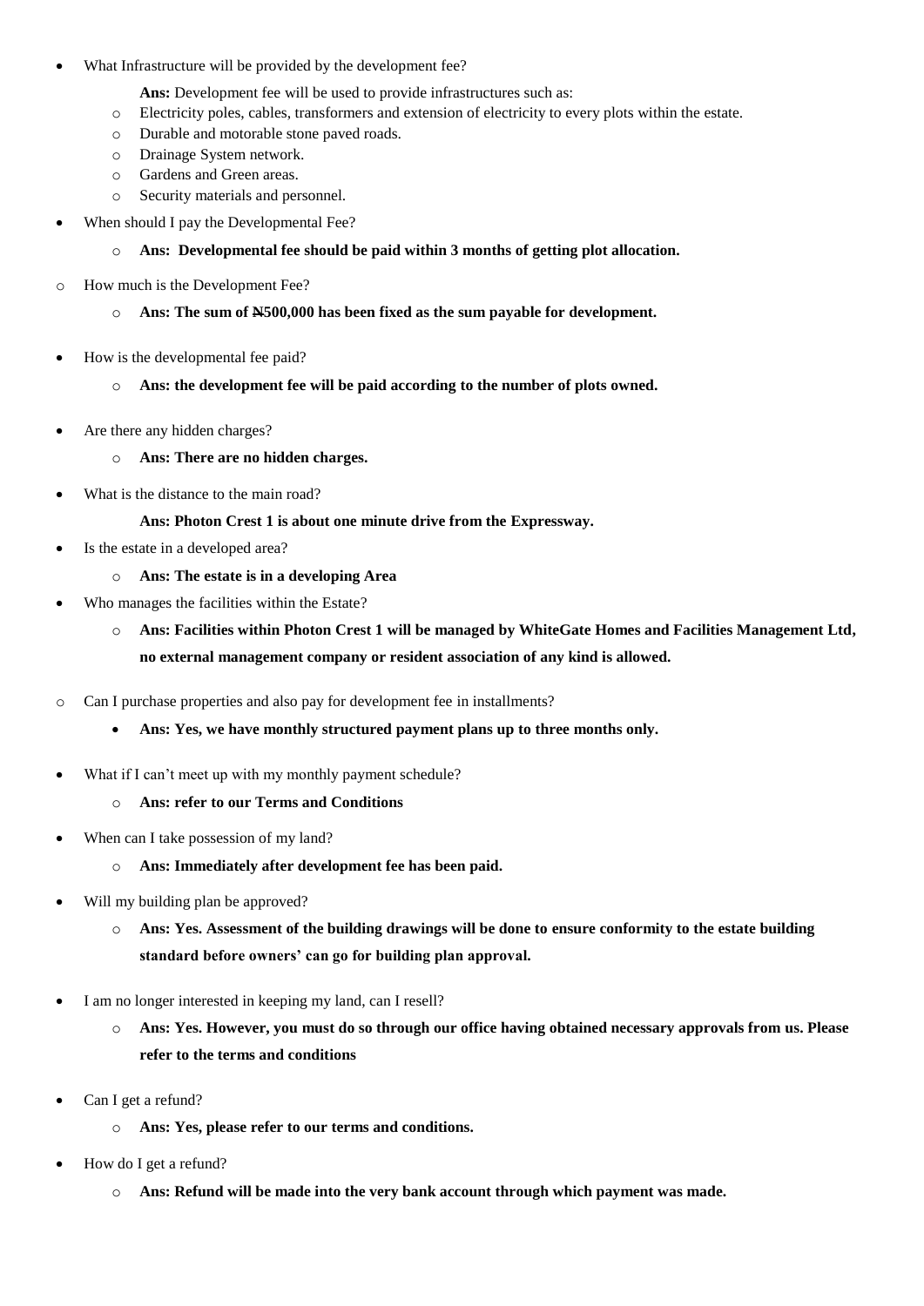- What Infrastructure will be provided by the development fee?

  **Ans:** Development fee will be used to provide infrastructures such as:
  - Electricity poles, cables, transformers and extension of electricity to every plots within the estate.
  - Durable and motorable stone paved roads.
  - Drainage System network.
  - Gardens and Green areas.
  - Security materials and personnel.
- When should I pay the Developmental Fee?
  - **Ans: Developmental fee should be paid within 3 months of getting plot allocation.**
- How much is the Development Fee?
  - **Ans: The sum of ₦500,000 has been fixed as the sum payable for development.**
- How is the developmental fee paid?
  - **Ans: the development fee will be paid according to the number of plots owned.**
- Are there any hidden charges?
  - **Ans: There are no hidden charges.**
- What is the distance to the main road?

  **Ans: Photon Crest 1 is about one minute drive from the Expressway.**
- Is the estate in a developed area?
  - **Ans: The estate is in a developing Area**
- Who manages the facilities within the Estate?
  - **Ans: Facilities within Photon Crest 1 will be managed by WhiteGate Homes and Facilities Management Ltd, no external management company or resident association of any kind is allowed.**
- Can I purchase properties and also pay for development fee in installments?
  - **Ans: Yes, we have monthly structured payment plans up to three months only.**
- What if I can't meet up with my monthly payment schedule?
  - **Ans: refer to our Terms and Conditions**
- When can I take possession of my land?
  - **Ans: Immediately after development fee has been paid.**
- Will my building plan be approved?
  - **Ans: Yes. Assessment of the building drawings will be done to ensure conformity to the estate building standard before owners' can go for building plan approval.**
- I am no longer interested in keeping my land, can I resell?
  - **Ans: Yes. However, you must do so through our office having obtained necessary approvals from us. Please refer to the terms and conditions**
- Can I get a refund?
  - **Ans: Yes, please refer to our terms and conditions.**
- How do I get a refund?
  - **Ans: Refund will be made into the very bank account through which payment was made.**